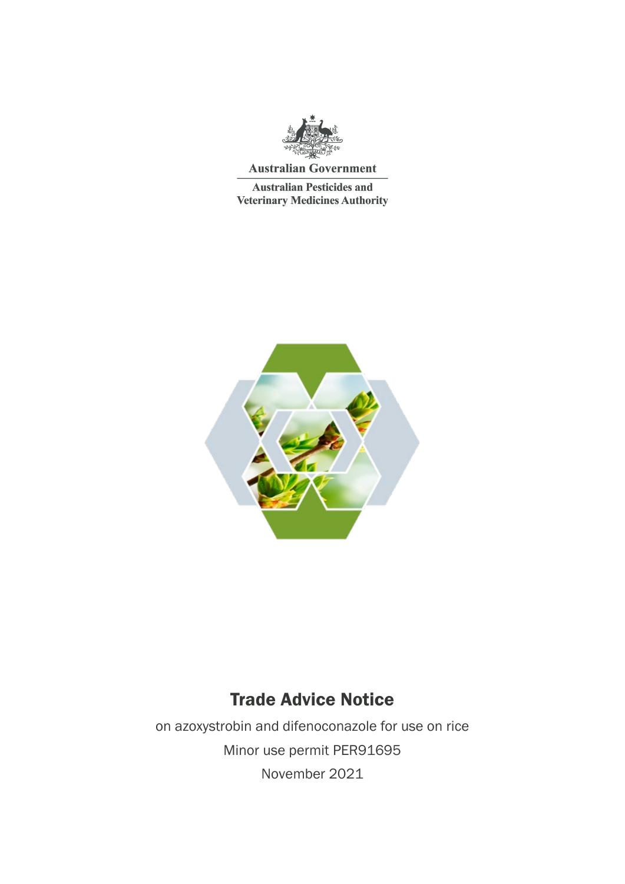Australian Government

Australian Pesticides and Veterinary Medicines Authority

# Trade Advice Notice

on azoxystrobin and difenoconazole for use on rice

Minor use permit PER91695

November 2021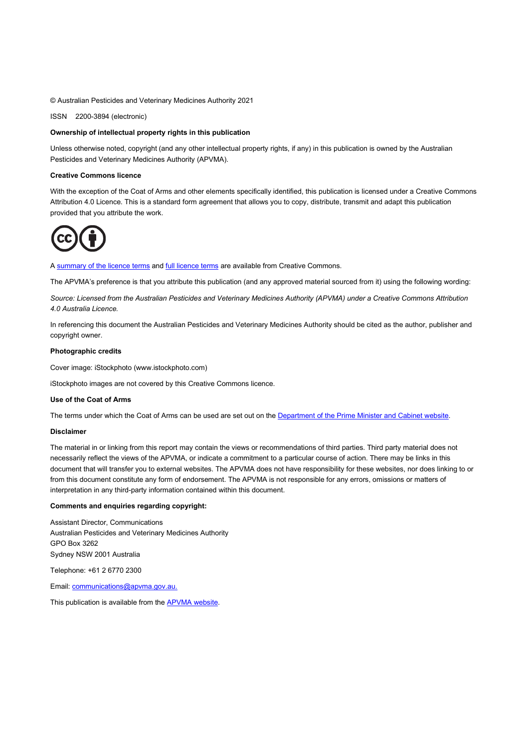© Australian Pesticides and Veterinary Medicines Authority 2021

ISSN 2200-3894 (electronic)

**Ownership of intellectual property rights in this publication**

Unless otherwise noted, copyright (and any other intellectual property rights, if any) in this publication is owned by the Australian Pesticides and Veterinary Medicines Authority (APVMA).

**Creative Commons licence**

With the exception of the Coat of Arms and other elements specifically identified, this publication is licensed under a Creative Commons Attribution 4.0 Licence. This is a standard form agreement that allows you to copy, distribute, transmit and adapt this publication provided that you attribute the work.

A summary of the licence terms and full licence terms are available from Creative Commons.

The APVMA's preference is that you attribute this publication (and any approved material sourced from it) using the following wording:

*Source: Licensed from the Australian Pesticides and Veterinary Medicines Authority (APVMA) under a Creative Commons Attribution 4.0 Australia Licence.*

In referencing this document the Australian Pesticides and Veterinary Medicines Authority should be cited as the author, publisher and copyright owner.

**Photographic credits**

Cover image: iStockphoto (www.istockphoto.com)

iStockphoto images are not covered by this Creative Commons licence.

**Use of the Coat of Arms**

The terms under which the Coat of Arms can be used are set out on the Department of the Prime Minister and Cabinet website.

**Disclaimer**

The material in or linking from this report may contain the views or recommendations of third parties. Third party material does not necessarily reflect the views of the APVMA, or indicate a commitment to a particular course of action. There may be links in this document that will transfer you to external websites. The APVMA does not have responsibility for these websites, nor does linking to or from this document constitute any form of endorsement. The APVMA is not responsible for any errors, omissions or matters of interpretation in any third-party information contained within this document.

**Comments and enquiries regarding copyright:**

Assistant Director, Communications
Australian Pesticides and Veterinary Medicines Authority
GPO Box 3262
Sydney NSW 2001 Australia

Telephone: +61 2 6770 2300

Email: communications@apvma.gov.au.

This publication is available from the APVMA website.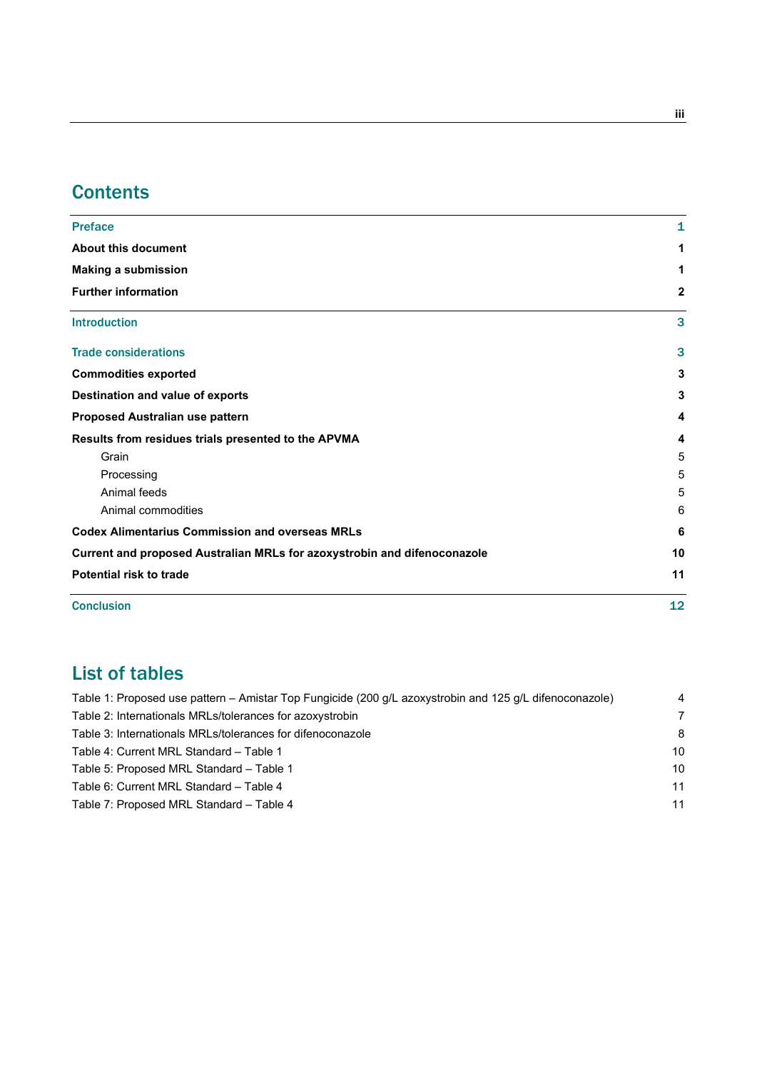# Contents

| | |
|---|---|
| **Preface** | **1** |
| **About this document** | **1** |
| **Making a submission** | **1** |
| **Further information** | **2** |
| **Introduction** | **3** |
| **Trade considerations** | **3** |
| **Commodities exported** | **3** |
| **Destination and value of exports** | **3** |
| **Proposed Australian use pattern** | **4** |
| **Results from residues trials presented to the APVMA** | **4** |
| Grain | 5 |
| Processing | 5 |
| Animal feeds | 5 |
| Animal commodities | 6 |
| **Codex Alimentarius Commission and overseas MRLs** | **6** |
| **Current and proposed Australian MRLs for azoxystrobin and difenoconazole** | **10** |
| **Potential risk to trade** | **11** |
| **Conclusion** | **12** |

# List of tables

| | |
|---|---|
| Table 1: Proposed use pattern – Amistar Top Fungicide (200 g/L azoxystrobin and 125 g/L difenoconazole) | 4 |
| Table 2: Internationals MRLs/tolerances for azoxystrobin | 7 |
| Table 3: Internationals MRLs/tolerances for difenoconazole | 8 |
| Table 4: Current MRL Standard – Table 1 | 10 |
| Table 5: Proposed MRL Standard – Table 1 | 10 |
| Table 6: Current MRL Standard – Table 4 | 11 |
| Table 7: Proposed MRL Standard – Table 4 | 11 |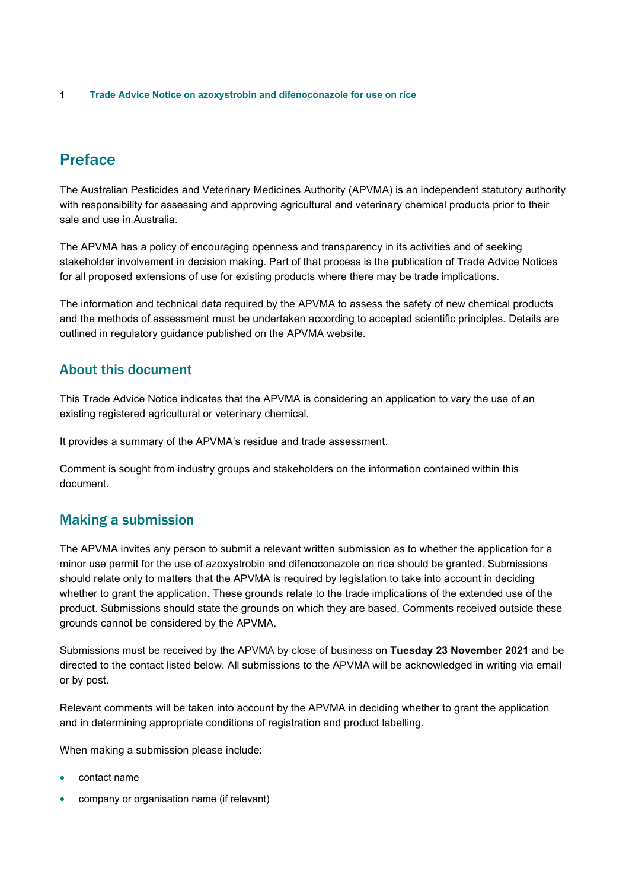## Preface

The Australian Pesticides and Veterinary Medicines Authority (APVMA) is an independent statutory authority with responsibility for assessing and approving agricultural and veterinary chemical products prior to their sale and use in Australia.

The APVMA has a policy of encouraging openness and transparency in its activities and of seeking stakeholder involvement in decision making. Part of that process is the publication of Trade Advice Notices for all proposed extensions of use for existing products where there may be trade implications.

The information and technical data required by the APVMA to assess the safety of new chemical products and the methods of assessment must be undertaken according to accepted scientific principles. Details are outlined in regulatory guidance published on the APVMA website.

### About this document

This Trade Advice Notice indicates that the APVMA is considering an application to vary the use of an existing registered agricultural or veterinary chemical.

It provides a summary of the APVMA's residue and trade assessment.

Comment is sought from industry groups and stakeholders on the information contained within this document.

### Making a submission

The APVMA invites any person to submit a relevant written submission as to whether the application for a minor use permit for the use of azoxystrobin and difenoconazole on rice should be granted. Submissions should relate only to matters that the APVMA is required by legislation to take into account in deciding whether to grant the application. These grounds relate to the trade implications of the extended use of the product. Submissions should state the grounds on which they are based. Comments received outside these grounds cannot be considered by the APVMA.

Submissions must be received by the APVMA by close of business on **Tuesday 23 November 2021** and be directed to the contact listed below. All submissions to the APVMA will be acknowledged in writing via email or by post.

Relevant comments will be taken into account by the APVMA in deciding whether to grant the application and in determining appropriate conditions of registration and product labelling.

When making a submission please include:

- contact name
- company or organisation name (if relevant)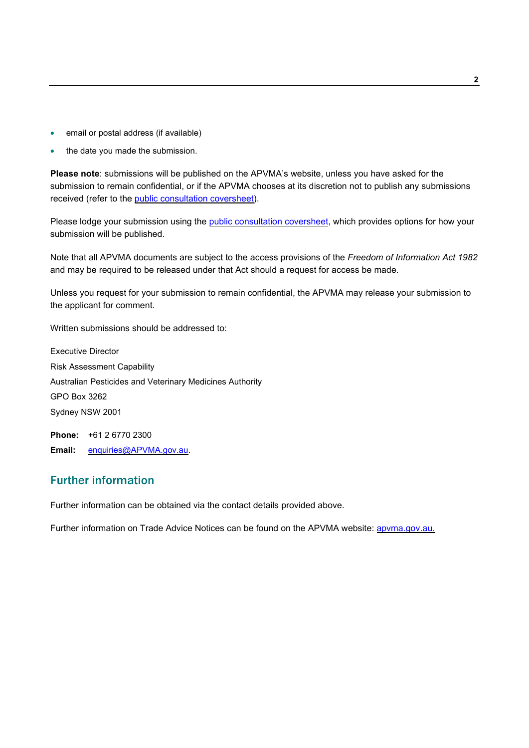- email or postal address (if available)
- the date you made the submission.

**Please note**: submissions will be published on the APVMA's website, unless you have asked for the submission to remain confidential, or if the APVMA chooses at its discretion not to publish any submissions received (refer to the public consultation coversheet).

Please lodge your submission using the public consultation coversheet, which provides options for how your submission will be published.

Note that all APVMA documents are subject to the access provisions of the *Freedom of Information Act 1982* and may be required to be released under that Act should a request for access be made.

Unless you request for your submission to remain confidential, the APVMA may release your submission to the applicant for comment.

Written submissions should be addressed to:

Executive Director
Risk Assessment Capability
Australian Pesticides and Veterinary Medicines Authority
GPO Box 3262
Sydney NSW 2001

**Phone:** +61 2 6770 2300
**Email:** enquiries@APVMA.gov.au.

## Further information

Further information can be obtained via the contact details provided above.

Further information on Trade Advice Notices can be found on the APVMA website: apvma.gov.au.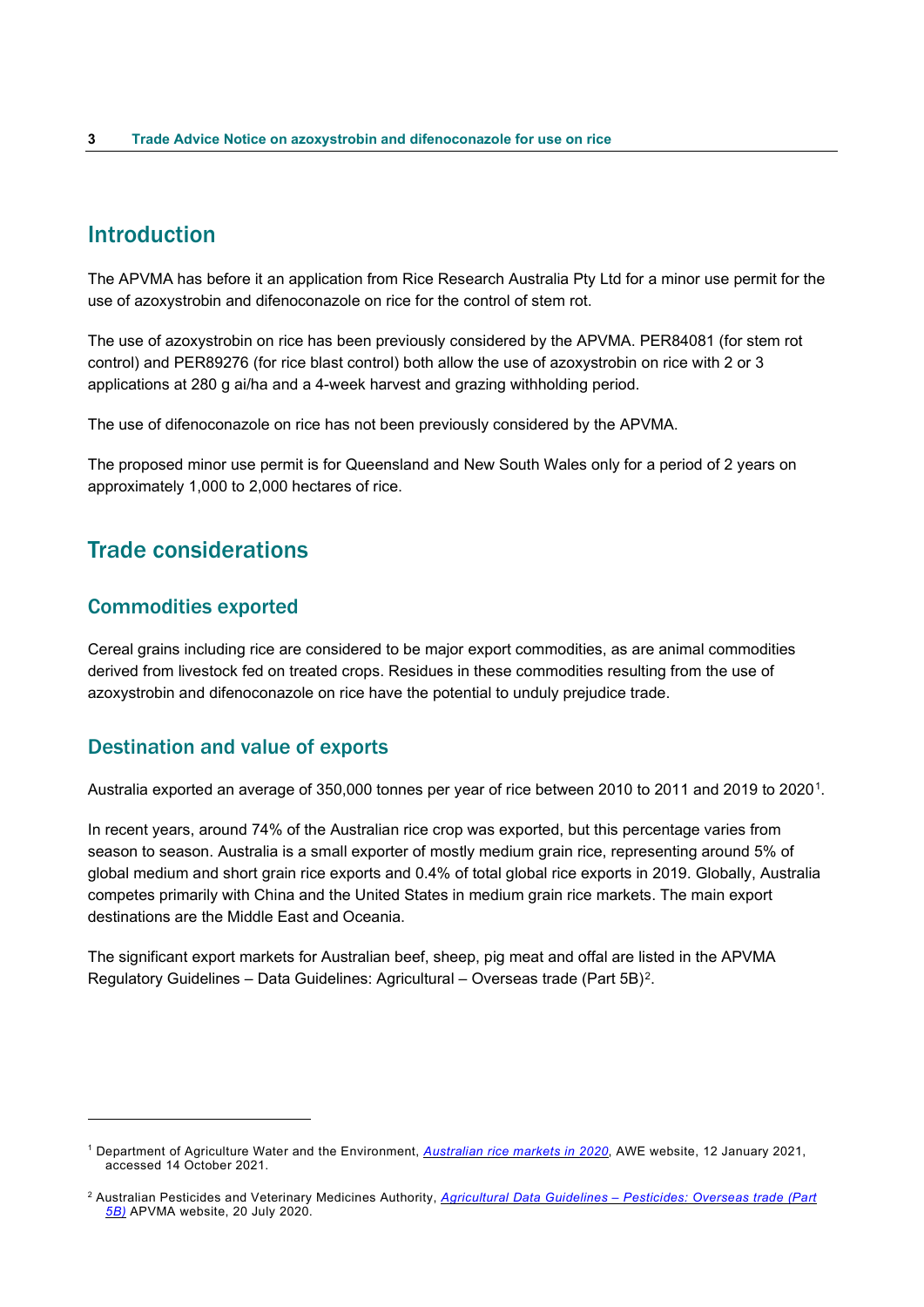## Introduction

The APVMA has before it an application from Rice Research Australia Pty Ltd for a minor use permit for the use of azoxystrobin and difenoconazole on rice for the control of stem rot.

The use of azoxystrobin on rice has been previously considered by the APVMA. PER84081 (for stem rot control) and PER89276 (for rice blast control) both allow the use of azoxystrobin on rice with 2 or 3 applications at 280 g ai/ha and a 4-week harvest and grazing withholding period.

The use of difenoconazole on rice has not been previously considered by the APVMA.

The proposed minor use permit is for Queensland and New South Wales only for a period of 2 years on approximately 1,000 to 2,000 hectares of rice.

## Trade considerations

### Commodities exported

Cereal grains including rice are considered to be major export commodities, as are animal commodities derived from livestock fed on treated crops. Residues in these commodities resulting from the use of azoxystrobin and difenoconazole on rice have the potential to unduly prejudice trade.

### Destination and value of exports

Australia exported an average of 350,000 tonnes per year of rice between 2010 to 2011 and 2019 to 2020[1].

In recent years, around 74% of the Australian rice crop was exported, but this percentage varies from season to season. Australia is a small exporter of mostly medium grain rice, representing around 5% of global medium and short grain rice exports and 0.4% of total global rice exports in 2019. Globally, Australia competes primarily with China and the United States in medium grain rice markets. The main export destinations are the Middle East and Oceania.

The significant export markets for Australian beef, sheep, pig meat and offal are listed in the APVMA Regulatory Guidelines – Data Guidelines: Agricultural – Overseas trade (Part 5B)[2].

---

[1] Department of Agriculture Water and the Environment, *Australian rice markets in 2020*, AWE website, 12 January 2021, accessed 14 October 2021.

[2] Australian Pesticides and Veterinary Medicines Authority, *Agricultural Data Guidelines – Pesticides: Overseas trade (Part 5B)* APVMA website, 20 July 2020.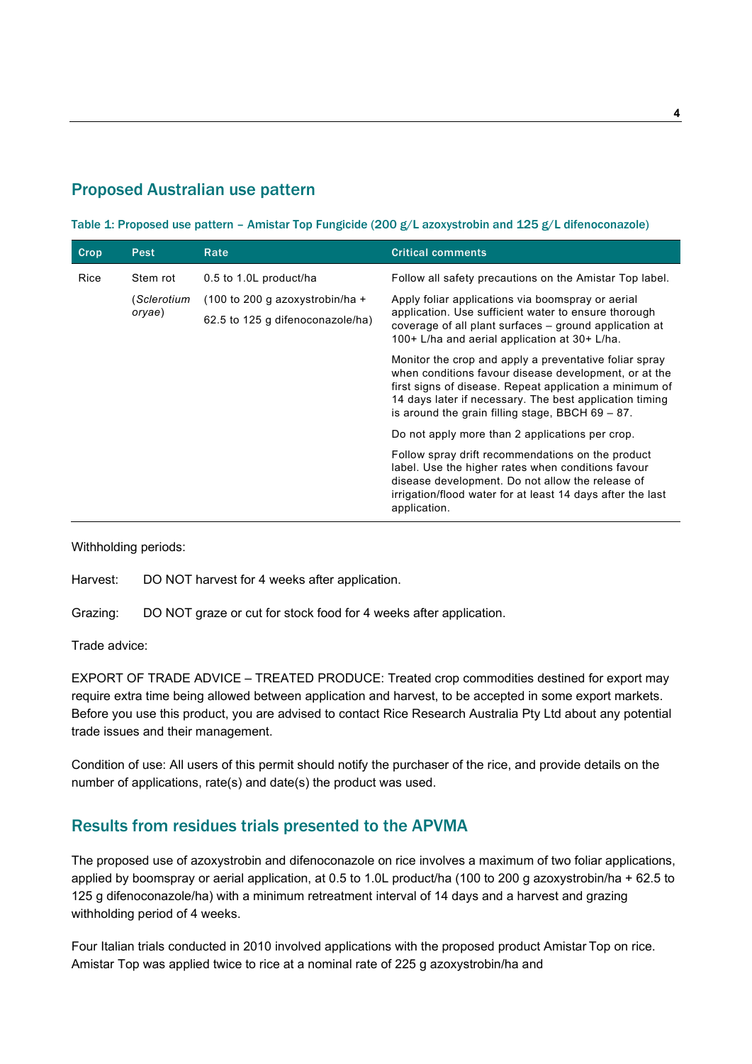## Proposed Australian use pattern

**Table 1: Proposed use pattern – Amistar Top Fungicide (200 g/L azoxystrobin and 125 g/L difenoconazole)**

| Crop | Pest | Rate | Critical comments |
|---|---|---|---|
| Rice | Stem rot (*Sclerotium oryae*) | 0.5 to 1.0L product/ha (100 to 200 g azoxystrobin/ha + 62.5 to 125 g difenoconazole/ha) | Follow all safety precautions on the Amistar Top label. Apply foliar applications via boomspray or aerial application. Use sufficient water to ensure thorough coverage of all plant surfaces – ground application at 100+ L/ha and aerial application at 30+ L/ha. Monitor the crop and apply a preventative foliar spray when conditions favour disease development, or at the first signs of disease. Repeat application a minimum of 14 days later if necessary. The best application timing is around the grain filling stage, BBCH 69 – 87. Do not apply more than 2 applications per crop. Follow spray drift recommendations on the product label. Use the higher rates when conditions favour disease development. Do not allow the release of irrigation/flood water for at least 14 days after the last application. |

Withholding periods:

Harvest: DO NOT harvest for 4 weeks after application.

Grazing: DO NOT graze or cut for stock food for 4 weeks after application.

Trade advice:

EXPORT OF TRADE ADVICE – TREATED PRODUCE: Treated crop commodities destined for export may require extra time being allowed between application and harvest, to be accepted in some export markets. Before you use this product, you are advised to contact Rice Research Australia Pty Ltd about any potential trade issues and their management.

Condition of use: All users of this permit should notify the purchaser of the rice, and provide details on the number of applications, rate(s) and date(s) the product was used.

## Results from residues trials presented to the APVMA

The proposed use of azoxystrobin and difenoconazole on rice involves a maximum of two foliar applications, applied by boomspray or aerial application, at 0.5 to 1.0L product/ha (100 to 200 g azoxystrobin/ha + 62.5 to 125 g difenoconazole/ha) with a minimum retreatment interval of 14 days and a harvest and grazing withholding period of 4 weeks.

Four Italian trials conducted in 2010 involved applications with the proposed product Amistar Top on rice. Amistar Top was applied twice to rice at a nominal rate of 225 g azoxystrobin/ha and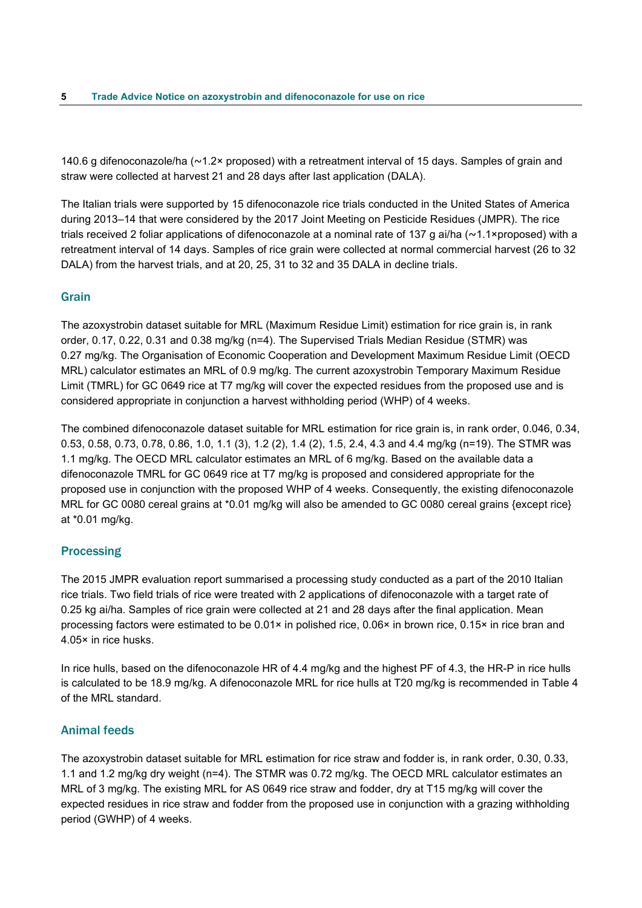140.6 g difenoconazole/ha (~1.2× proposed) with a retreatment interval of 15 days. Samples of grain and straw were collected at harvest 21 and 28 days after last application (DALA).

The Italian trials were supported by 15 difenoconazole rice trials conducted in the United States of America during 2013–14 that were considered by the 2017 Joint Meeting on Pesticide Residues (JMPR). The rice trials received 2 foliar applications of difenoconazole at a nominal rate of 137 g ai/ha (~1.1×proposed) with a retreatment interval of 14 days. Samples of rice grain were collected at normal commercial harvest (26 to 32 DALA) from the harvest trials, and at 20, 25, 31 to 32 and 35 DALA in decline trials.

## Grain

The azoxystrobin dataset suitable for MRL (Maximum Residue Limit) estimation for rice grain is, in rank order, 0.17, 0.22, 0.31 and 0.38 mg/kg (n=4). The Supervised Trials Median Residue (STMR) was 0.27 mg/kg. The Organisation of Economic Cooperation and Development Maximum Residue Limit (OECD MRL) calculator estimates an MRL of 0.9 mg/kg. The current azoxystrobin Temporary Maximum Residue Limit (TMRL) for GC 0649 rice at T7 mg/kg will cover the expected residues from the proposed use and is considered appropriate in conjunction a harvest withholding period (WHP) of 4 weeks.

The combined difenoconazole dataset suitable for MRL estimation for rice grain is, in rank order, 0.046, 0.34, 0.53, 0.58, 0.73, 0.78, 0.86, 1.0, 1.1 (3), 1.2 (2), 1.4 (2), 1.5, 2.4, 4.3 and 4.4 mg/kg (n=19). The STMR was 1.1 mg/kg. The OECD MRL calculator estimates an MRL of 6 mg/kg. Based on the available data a difenoconazole TMRL for GC 0649 rice at T7 mg/kg is proposed and considered appropriate for the proposed use in conjunction with the proposed WHP of 4 weeks. Consequently, the existing difenoconazole MRL for GC 0080 cereal grains at *0.01 mg/kg will also be amended to GC 0080 cereal grains {except rice} at *0.01 mg/kg.

## Processing

The 2015 JMPR evaluation report summarised a processing study conducted as a part of the 2010 Italian rice trials. Two field trials of rice were treated with 2 applications of difenoconazole with a target rate of 0.25 kg ai/ha. Samples of rice grain were collected at 21 and 28 days after the final application. Mean processing factors were estimated to be 0.01× in polished rice, 0.06× in brown rice, 0.15× in rice bran and 4.05× in rice husks.

In rice hulls, based on the difenoconazole HR of 4.4 mg/kg and the highest PF of 4.3, the HR-P in rice hulls is calculated to be 18.9 mg/kg. A difenoconazole MRL for rice hulls at T20 mg/kg is recommended in Table 4 of the MRL standard.

## Animal feeds

The azoxystrobin dataset suitable for MRL estimation for rice straw and fodder is, in rank order, 0.30, 0.33, 1.1 and 1.2 mg/kg dry weight (n=4). The STMR was 0.72 mg/kg. The OECD MRL calculator estimates an MRL of 3 mg/kg. The existing MRL for AS 0649 rice straw and fodder, dry at T15 mg/kg will cover the expected residues in rice straw and fodder from the proposed use in conjunction with a grazing withholding period (GWHP) of 4 weeks.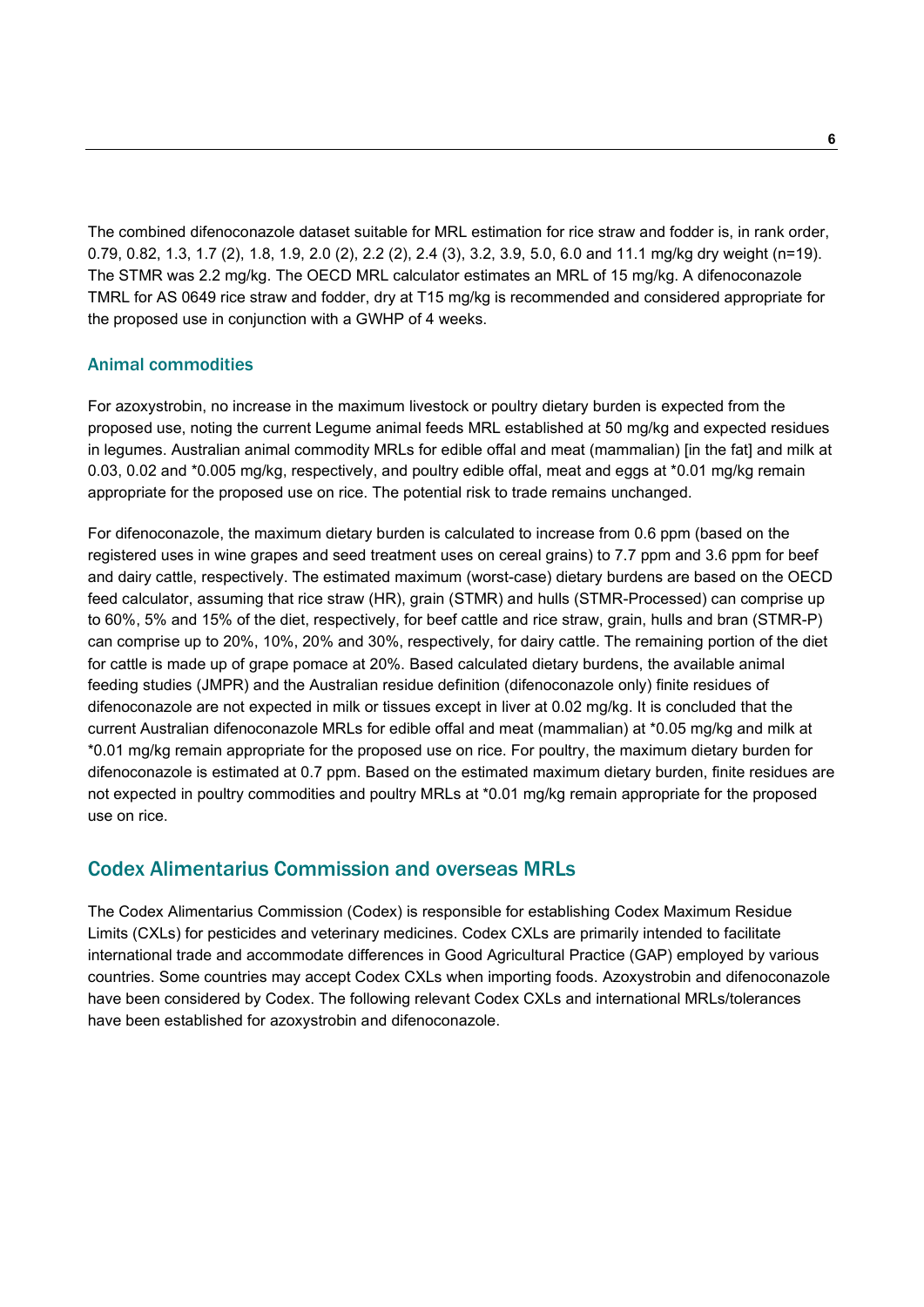The combined difenoconazole dataset suitable for MRL estimation for rice straw and fodder is, in rank order, 0.79, 0.82, 1.3, 1.7 (2), 1.8, 1.9, 2.0 (2), 2.2 (2), 2.4 (3), 3.2, 3.9, 5.0, 6.0 and 11.1 mg/kg dry weight (n=19). The STMR was 2.2 mg/kg. The OECD MRL calculator estimates an MRL of 15 mg/kg. A difenoconazole TMRL for AS 0649 rice straw and fodder, dry at T15 mg/kg is recommended and considered appropriate for the proposed use in conjunction with a GWHP of 4 weeks.

### Animal commodities

For azoxystrobin, no increase in the maximum livestock or poultry dietary burden is expected from the proposed use, noting the current Legume animal feeds MRL established at 50 mg/kg and expected residues in legumes. Australian animal commodity MRLs for edible offal and meat (mammalian) [in the fat] and milk at 0.03, 0.02 and *0.005 mg/kg, respectively, and poultry edible offal, meat and eggs at *0.01 mg/kg remain appropriate for the proposed use on rice. The potential risk to trade remains unchanged.

For difenoconazole, the maximum dietary burden is calculated to increase from 0.6 ppm (based on the registered uses in wine grapes and seed treatment uses on cereal grains) to 7.7 ppm and 3.6 ppm for beef and dairy cattle, respectively. The estimated maximum (worst-case) dietary burdens are based on the OECD feed calculator, assuming that rice straw (HR), grain (STMR) and hulls (STMR-Processed) can comprise up to 60%, 5% and 15% of the diet, respectively, for beef cattle and rice straw, grain, hulls and bran (STMR-P) can comprise up to 20%, 10%, 20% and 30%, respectively, for dairy cattle. The remaining portion of the diet for cattle is made up of grape pomace at 20%. Based calculated dietary burdens, the available animal feeding studies (JMPR) and the Australian residue definition (difenoconazole only) finite residues of difenoconazole are not expected in milk or tissues except in liver at 0.02 mg/kg. It is concluded that the current Australian difenoconazole MRLs for edible offal and meat (mammalian) at *0.05 mg/kg and milk at *0.01 mg/kg remain appropriate for the proposed use on rice. For poultry, the maximum dietary burden for difenoconazole is estimated at 0.7 ppm. Based on the estimated maximum dietary burden, finite residues are not expected in poultry commodities and poultry MRLs at *0.01 mg/kg remain appropriate for the proposed use on rice.

## Codex Alimentarius Commission and overseas MRLs

The Codex Alimentarius Commission (Codex) is responsible for establishing Codex Maximum Residue Limits (CXLs) for pesticides and veterinary medicines. Codex CXLs are primarily intended to facilitate international trade and accommodate differences in Good Agricultural Practice (GAP) employed by various countries. Some countries may accept Codex CXLs when importing foods. Azoxystrobin and difenoconazole have been considered by Codex. The following relevant Codex CXLs and international MRLs/tolerances have been established for azoxystrobin and difenoconazole.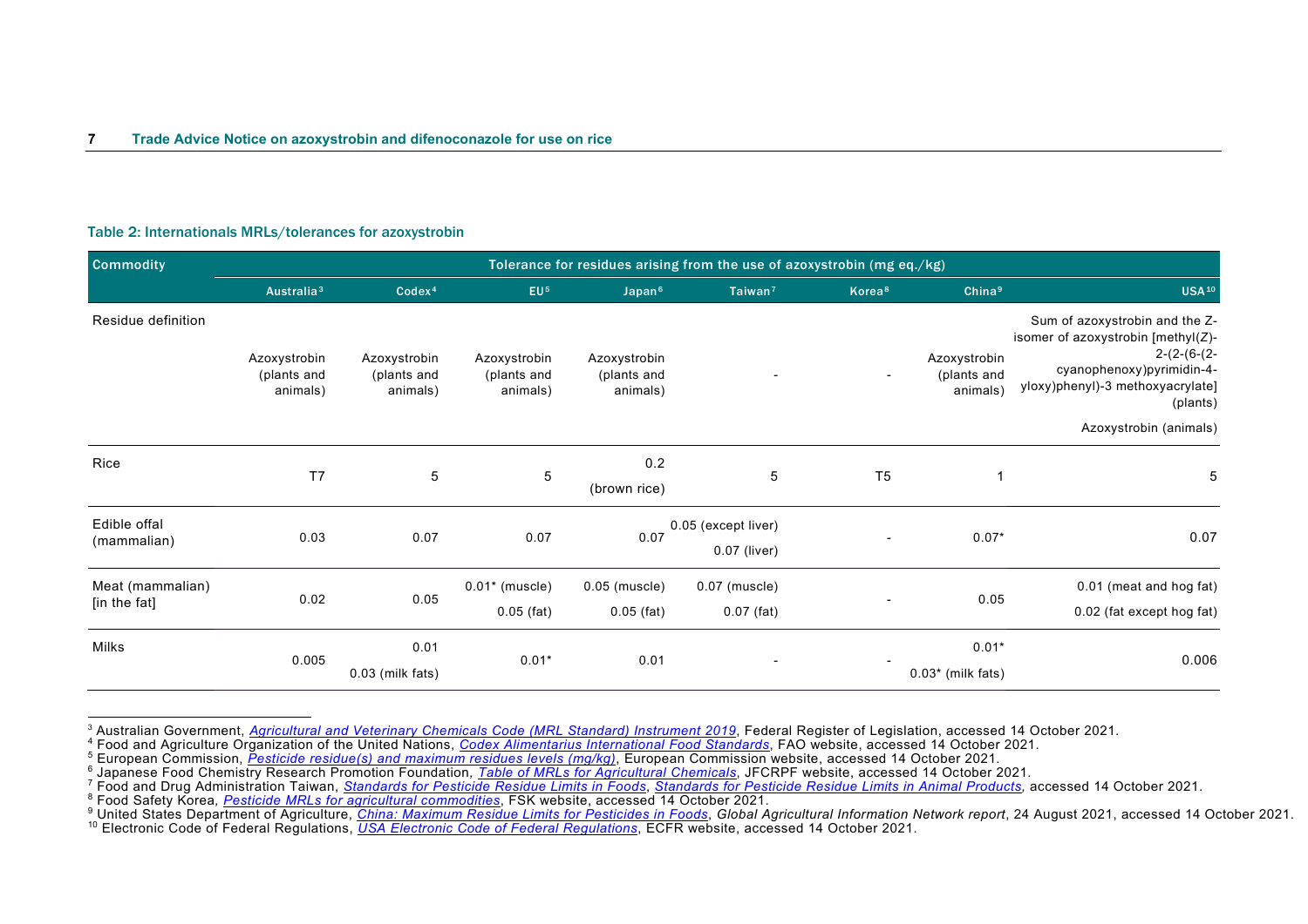### Table 2: Internationals MRLs/tolerances for azoxystrobin

| Commodity | Tolerance for residues arising from the use of azoxystrobin (mg eq./kg) | | | | | | | |
|---|---|---|---|---|---|---|---|---|
| | Australia[3] | Codex[4] | EU[5] | Japan[6] | Taiwan[7] | Korea[8] | China[9] | USA[10] |
| Residue definition | Azoxystrobin (plants and animals) | Azoxystrobin (plants and animals) | Azoxystrobin (plants and animals) | Azoxystrobin (plants and animals) | - | - | Azoxystrobin (plants and animals) | Sum of azoxystrobin and the Z-isomer of azoxystrobin [methyl(Z)-2-(2-(6-(2-cyanophenoxy)pyrimidin-4-yloxy)phenyl)-3 methoxyacrylate] (plants)<br>Azoxystrobin (animals) |
| Rice | T7 | 5 | 5 | 0.2 (brown rice) | 5 | T5 | 1 | 5 |
| Edible offal (mammalian) | 0.03 | 0.07 | 0.07 | 0.07 | 0.05 (except liver)<br>0.07 (liver) | - | 0.07* | 0.07 |
| Meat (mammalian) [in the fat] | 0.02 | 0.05 | 0.01* (muscle)<br>0.05 (fat) | 0.05 (muscle)<br>0.05 (fat) | 0.07 (muscle)<br>0.07 (fat) | - | 0.05 | 0.01 (meat and hog fat)<br>0.02 (fat except hog fat) |
| Milks | 0.005 | 0.01<br>0.03 (milk fats) | 0.01* | 0.01 | - | - | 0.01*<br>0.03* (milk fats) | 0.006 |

[3] Australian Government, *Agricultural and Veterinary Chemicals Code (MRL Standard) Instrument 2019*, Federal Register of Legislation, accessed 14 October 2021.
[4] Food and Agriculture Organization of the United Nations, *Codex Alimentarius International Food Standards*, FAO website, accessed 14 October 2021.
[5] European Commission, *Pesticide residue(s) and maximum residues levels (mg/kg)*, European Commission website, accessed 14 October 2021.
[6] Japanese Food Chemistry Research Promotion Foundation, *Table of MRLs for Agricultural Chemicals*, JFCRPF website, accessed 14 October 2021.
[7] Food and Drug Administration Taiwan, *Standards for Pesticide Residue Limits in Foods*, *Standards for Pesticide Residue Limits in Animal Products*, accessed 14 October 2021.
[8] Food Safety Korea, *Pesticide MRLs for agricultural commodities*, FSK website, accessed 14 October 2021.
[9] United States Department of Agriculture, *China: Maximum Residue Limits for Pesticides in Foods*, *Global Agricultural Information Network report*, 24 August 2021, accessed 14 October 2021.
[10] Electronic Code of Federal Regulations, *USA Electronic Code of Federal Regulations*, ECFR website, accessed 14 October 2021.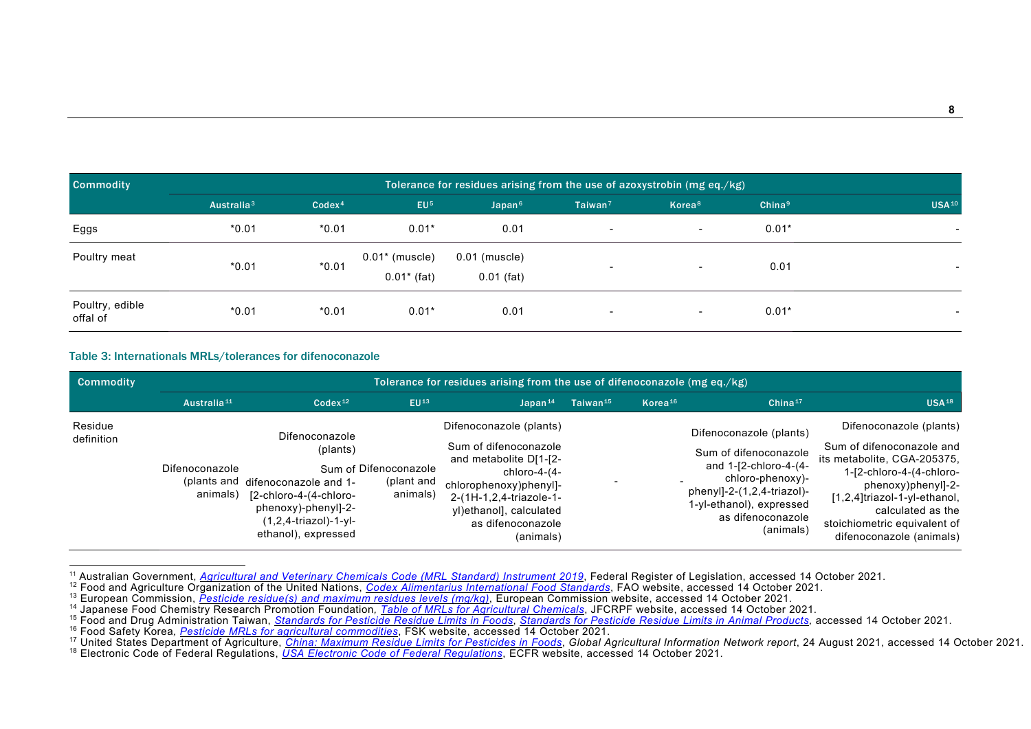| Commodity | Tolerance for residues arising from the use of azoxystrobin (mg eq./kg) | | | | | | | |
|---|---|---|---|---|---|---|---|---|
| | Australia[3] | Codex[4] | EU[5] | Japan[6] | Taiwan[7] | Korea[8] | China[9] | USA[10] |
| Eggs | *0.01 | *0.01 | 0.01* | 0.01 | - | - | 0.01* | - |
| Poultry meat | *0.01 | *0.01 | 0.01* (muscle) 0.01* (fat) | 0.01 (muscle) 0.01 (fat) | - | - | 0.01 | - |
| Poultry, edible offal of | *0.01 | *0.01 | 0.01* | 0.01 | - | - | 0.01* | - |

#### Table 3: Internationals MRLs/tolerances for difenoconazole

| Commodity | Tolerance for residues arising from the use of difenoconazole (mg eq./kg) | | | | | | | |
|---|---|---|---|---|---|---|---|---|
| | Australia[11] | Codex[12] | EU[13] | Japan[14] | Taiwan[15] | Korea[16] | China[17] | USA[18] |
| Residue definition | Difenoconazole (plants and animals) | Difenoconazole (plants) Sum of difenoconazole and 1-[2-chloro-4-(4-chloro-phenoxy)-phenyl]-2-(1,2,4-triazol)-1-yl-ethanol), expressed | Difenoconazole (plant and animals) | Difenoconazole (plants) Sum of difenoconazole and metabolite D[1-[2-chloro-4-(4-chlorophenoxy)phenyl]-2-(1H-1,2,4-triazole-1-yl)ethanol], calculated as difenoconazole (animals) | - | - | Difenoconazole (plants) Sum of difenoconazole and 1-[2-chloro-4-(4-chloro-phenoxy)-phenyl]-2-(1,2,4-triazol)-1-yl-ethanol), expressed as difenoconazole (animals) | Difenoconazole (plants) Sum of difenoconazole and its metabolite, CGA-205375, 1-[2-chloro-4-(4-chloro-phenoxy)phenyl]-2-[1,2,4]triazol-1-yl-ethanol, calculated as the stoichiometric equivalent of difenoconazole (animals) |

[11] Australian Government, *Agricultural and Veterinary Chemicals Code (MRL Standard) Instrument 2019*, Federal Register of Legislation, accessed 14 October 2021.
[12] Food and Agriculture Organization of the United Nations, *Codex Alimentarius International Food Standards*, FAO website, accessed 14 October 2021.
[13] European Commission, *Pesticide residue(s) and maximum residues levels (mg/kg)*, European Commission website, accessed 14 October 2021.
[14] Japanese Food Chemistry Research Promotion Foundation, *Table of MRLs for Agricultural Chemicals*, JFCRPF website, accessed 14 October 2021.
[15] Food and Drug Administration Taiwan, *Standards for Pesticide Residue Limits in Foods*, *Standards for Pesticide Residue Limits in Animal Products*, accessed 14 October 2021.
[16] Food Safety Korea, *Pesticide MRLs for agricultural commodities*, FSK website, accessed 14 October 2021.
[17] United States Department of Agriculture, *China: Maximum Residue Limits for Pesticides in Foods*, *Global Agricultural Information Network report*, 24 August 2021, accessed 14 October 2021.
[18] Electronic Code of Federal Regulations, *USA Electronic Code of Federal Regulations*, ECFR website, accessed 14 October 2021.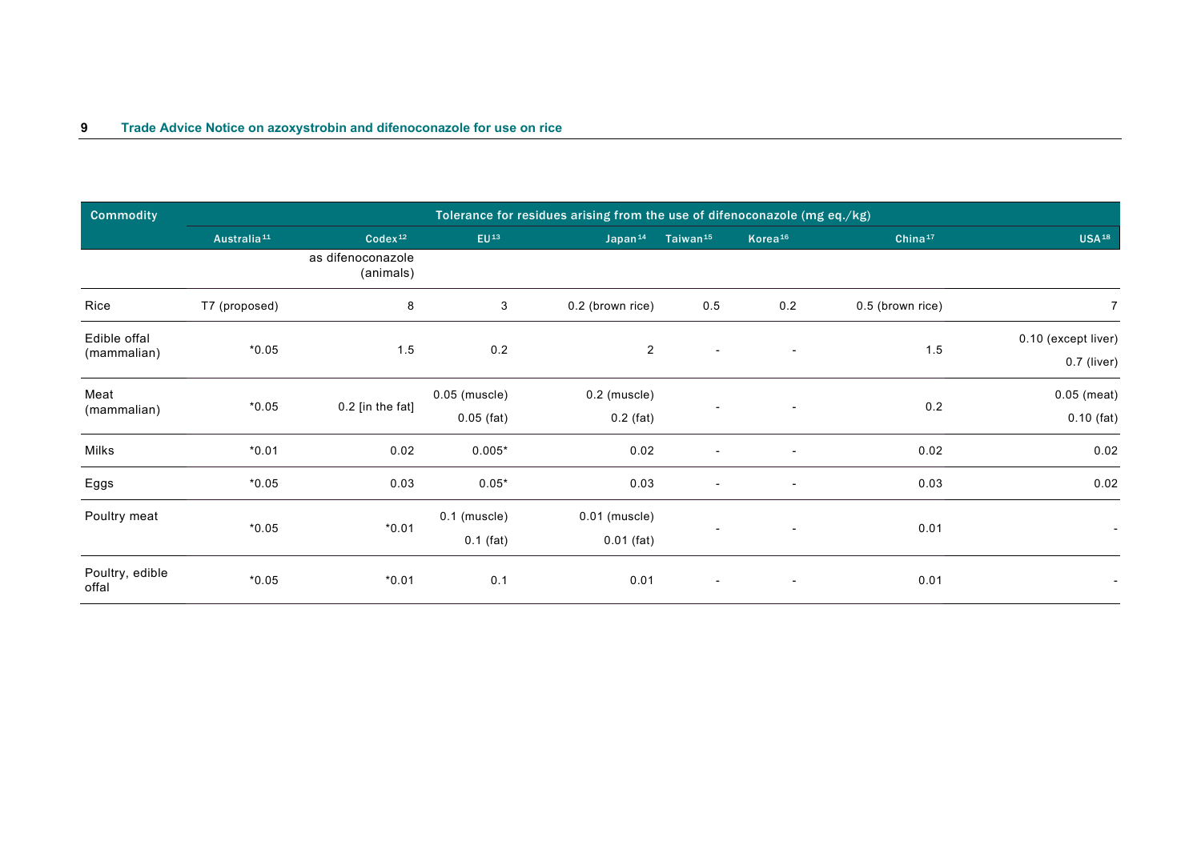| Commodity | Tolerance for residues arising from the use of difenoconazole (mg eq./kg) | | | | | | | |
|---|---|---|---|---|---|---|---|---|
| | Australia[11] | Codex[12] | EU[13] | Japan[14] | Taiwan[15] | Korea[16] | China[17] | USA[18] |
| | | as difenoconazole (animals) | | | | | | |
| Rice | T7 (proposed) | 8 | 3 | 0.2 (brown rice) | 0.5 | 0.2 | 0.5 (brown rice) | 7 |
| Edible offal (mammalian) | *0.05 | 1.5 | 0.2 | 2 | - | - | 1.5 | 0.10 (except liver) 0.7 (liver) |
| Meat (mammalian) | *0.05 | 0.2 [in the fat] | 0.05 (muscle) 0.05 (fat) | 0.2 (muscle) 0.2 (fat) | - | - | 0.2 | 0.05 (meat) 0.10 (fat) |
| Milks | *0.01 | 0.02 | 0.005* | 0.02 | - | - | 0.02 | 0.02 |
| Eggs | *0.05 | 0.03 | 0.05* | 0.03 | - | - | 0.03 | 0.02 |
| Poultry meat | *0.05 | *0.01 | 0.1 (muscle) 0.1 (fat) | 0.01 (muscle) 0.01 (fat) | - | - | 0.01 | - |
| Poultry, edible offal | *0.05 | *0.01 | 0.1 | 0.01 | - | - | 0.01 | - |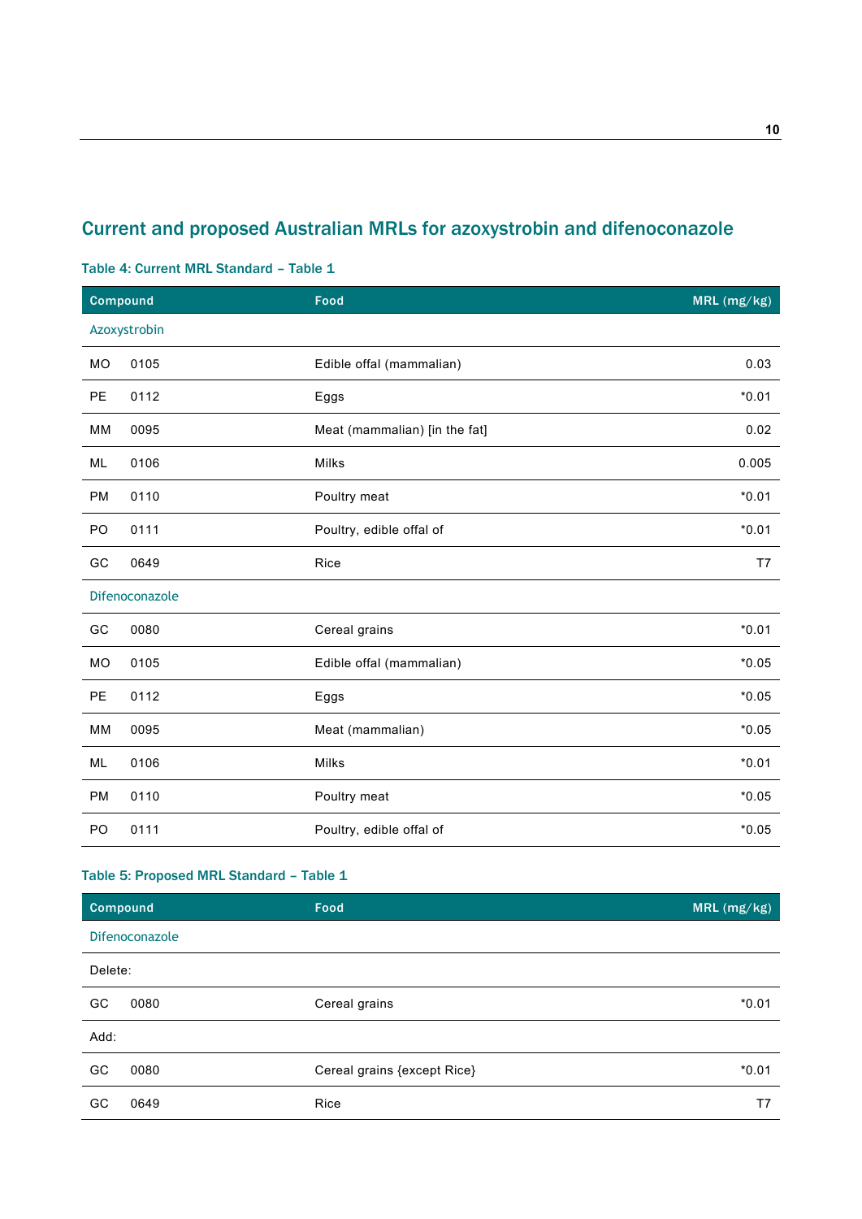## Current and proposed Australian MRLs for azoxystrobin and difenoconazole

### Table 4: Current MRL Standard – Table 1

| Compound | | Food | MRL (mg/kg) |
|---|---|---|---|
| Azoxystrobin | | | |
| MO | 0105 | Edible offal (mammalian) | 0.03 |
| PE | 0112 | Eggs | *0.01 |
| MM | 0095 | Meat (mammalian) [in the fat] | 0.02 |
| ML | 0106 | Milks | 0.005 |
| PM | 0110 | Poultry meat | *0.01 |
| PO | 0111 | Poultry, edible offal of | *0.01 |
| GC | 0649 | Rice | T7 |
| Difenoconazole | | | |
| GC | 0080 | Cereal grains | *0.01 |
| MO | 0105 | Edible offal (mammalian) | *0.05 |
| PE | 0112 | Eggs | *0.05 |
| MM | 0095 | Meat (mammalian) | *0.05 |
| ML | 0106 | Milks | *0.01 |
| PM | 0110 | Poultry meat | *0.05 |
| PO | 0111 | Poultry, edible offal of | *0.05 |

### Table 5: Proposed MRL Standard – Table 1

| Compound | | Food | MRL (mg/kg) |
|---|---|---|---|
| Difenoconazole | | | |
| Delete: | | | |
| GC | 0080 | Cereal grains | *0.01 |
| Add: | | | |
| GC | 0080 | Cereal grains {except Rice} | *0.01 |
| GC | 0649 | Rice | T7 |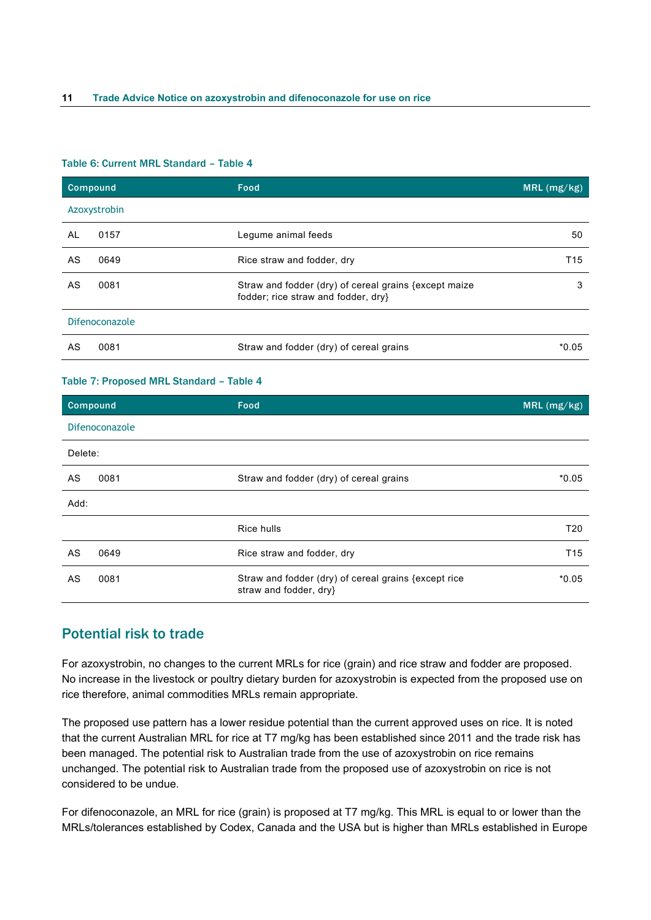#### Table 6: Current MRL Standard – Table 4

| Compound | | Food | MRL (mg/kg) |
|---|---|---|---|
| Azoxystrobin | | | |
| AL | 0157 | Legume animal feeds | 50 |
| AS | 0649 | Rice straw and fodder, dry | T15 |
| AS | 0081 | Straw and fodder (dry) of cereal grains {except maize fodder; rice straw and fodder, dry} | 3 |
| Difenoconazole | | | |
| AS | 0081 | Straw and fodder (dry) of cereal grains | *0.05 |

#### Table 7: Proposed MRL Standard – Table 4

| Compound | | Food | MRL (mg/kg) |
|---|---|---|---|
| Difenoconazole | | | |
| Delete: | | | |
| AS | 0081 | Straw and fodder (dry) of cereal grains | *0.05 |
| Add: | | | |
| | | Rice hulls | T20 |
| AS | 0649 | Rice straw and fodder, dry | T15 |
| AS | 0081 | Straw and fodder (dry) of cereal grains {except rice straw and fodder, dry} | *0.05 |

## Potential risk to trade

For azoxystrobin, no changes to the current MRLs for rice (grain) and rice straw and fodder are proposed. No increase in the livestock or poultry dietary burden for azoxystrobin is expected from the proposed use on rice therefore, animal commodities MRLs remain appropriate.

The proposed use pattern has a lower residue potential than the current approved uses on rice. It is noted that the current Australian MRL for rice at T7 mg/kg has been established since 2011 and the trade risk has been managed. The potential risk to Australian trade from the use of azoxystrobin on rice remains unchanged. The potential risk to Australian trade from the proposed use of azoxystrobin on rice is not considered to be undue.

For difenoconazole, an MRL for rice (grain) is proposed at T7 mg/kg. This MRL is equal to or lower than the MRLs/tolerances established by Codex, Canada and the USA but is higher than MRLs established in Europe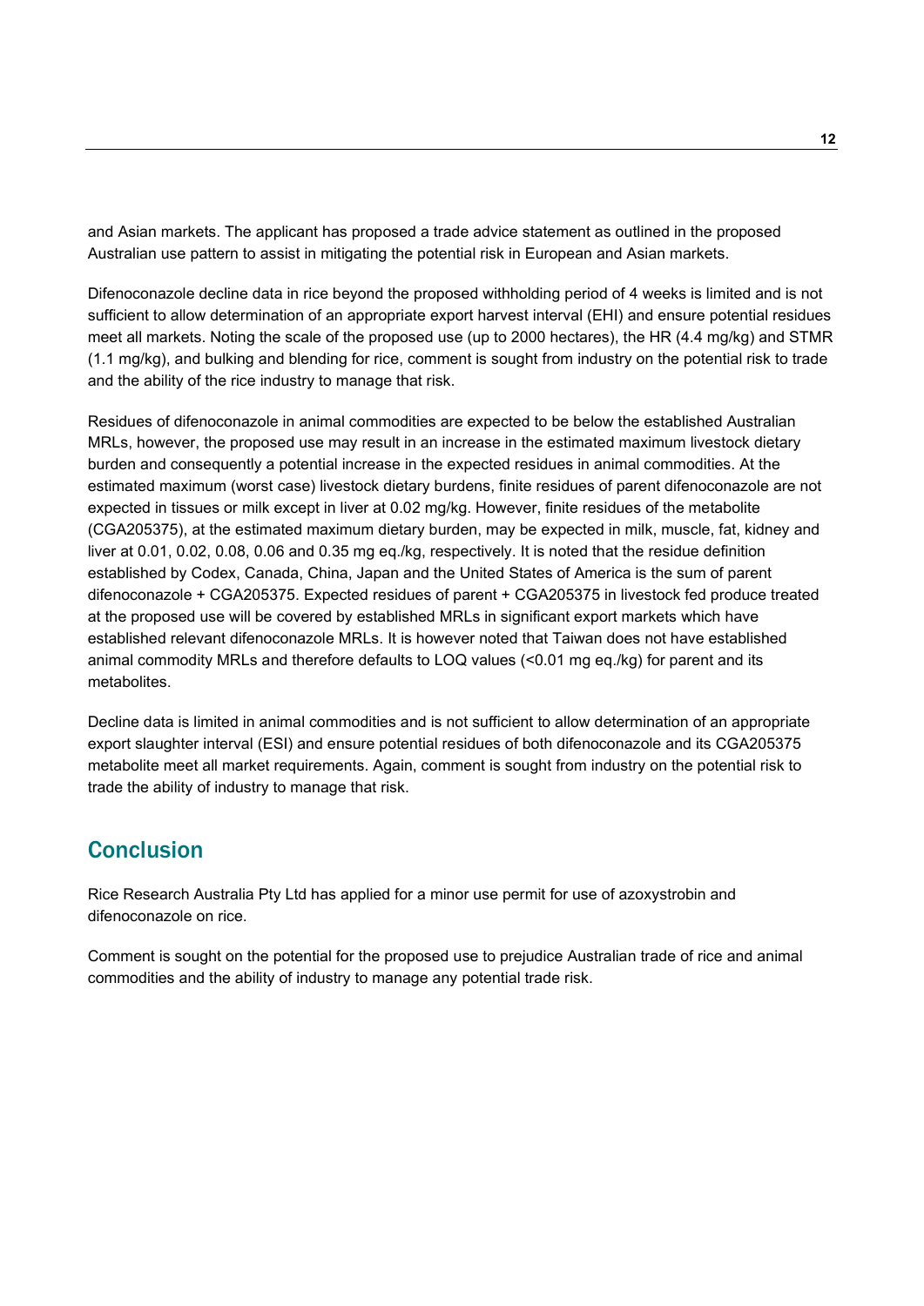and Asian markets. The applicant has proposed a trade advice statement as outlined in the proposed Australian use pattern to assist in mitigating the potential risk in European and Asian markets.

Difenoconazole decline data in rice beyond the proposed withholding period of 4 weeks is limited and is not sufficient to allow determination of an appropriate export harvest interval (EHI) and ensure potential residues meet all markets. Noting the scale of the proposed use (up to 2000 hectares), the HR (4.4 mg/kg) and STMR (1.1 mg/kg), and bulking and blending for rice, comment is sought from industry on the potential risk to trade and the ability of the rice industry to manage that risk.

Residues of difenoconazole in animal commodities are expected to be below the established Australian MRLs, however, the proposed use may result in an increase in the estimated maximum livestock dietary burden and consequently a potential increase in the expected residues in animal commodities. At the estimated maximum (worst case) livestock dietary burdens, finite residues of parent difenoconazole are not expected in tissues or milk except in liver at 0.02 mg/kg. However, finite residues of the metabolite (CGA205375), at the estimated maximum dietary burden, may be expected in milk, muscle, fat, kidney and liver at 0.01, 0.02, 0.08, 0.06 and 0.35 mg eq./kg, respectively. It is noted that the residue definition established by Codex, Canada, China, Japan and the United States of America is the sum of parent difenoconazole + CGA205375. Expected residues of parent + CGA205375 in livestock fed produce treated at the proposed use will be covered by established MRLs in significant export markets which have established relevant difenoconazole MRLs. It is however noted that Taiwan does not have established animal commodity MRLs and therefore defaults to LOQ values (<0.01 mg eq./kg) for parent and its metabolites.

Decline data is limited in animal commodities and is not sufficient to allow determination of an appropriate export slaughter interval (ESI) and ensure potential residues of both difenoconazole and its CGA205375 metabolite meet all market requirements. Again, comment is sought from industry on the potential risk to trade the ability of industry to manage that risk.

## Conclusion

Rice Research Australia Pty Ltd has applied for a minor use permit for use of azoxystrobin and difenoconazole on rice.

Comment is sought on the potential for the proposed use to prejudice Australian trade of rice and animal commodities and the ability of industry to manage any potential trade risk.